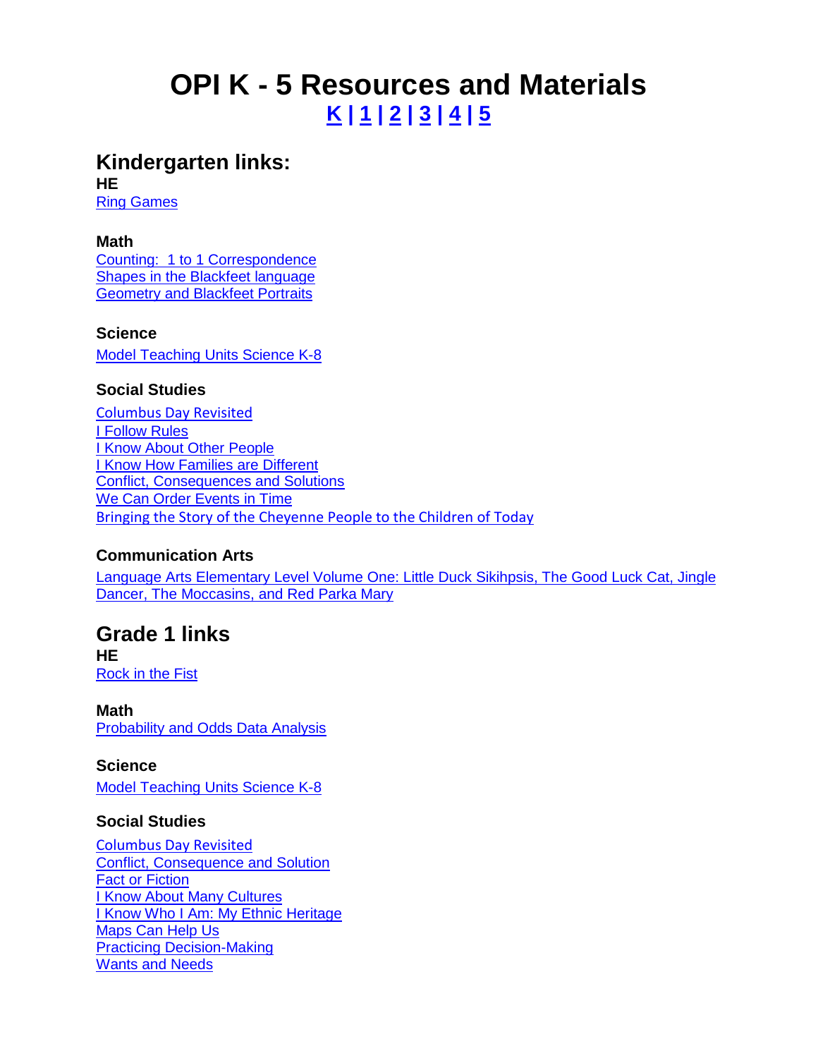# OPI K - 5 Resources and Materials

**K | 1 | 2 | 3 | 4 | 5**

## Kindergarten links:

**HE**

Ring Games

**Math**

Counting: 1 to 1 Correspondence
Shapes in the Blackfeet language
Geometry and Blackfeet Portraits

**Science**

Model Teaching Units Science K-8

**Social Studies**

Columbus Day Revisited
I Follow Rules
I Know About Other People
I Know How Families are Different
Conflict, Consequences and Solutions
We Can Order Events in Time
Bringing the Story of the Cheyenne People to the Children of Today

**Communication Arts**

Language Arts Elementary Level Volume One: Little Duck Sikihpsis, The Good Luck Cat, Jingle Dancer, The Moccasins, and Red Parka Mary

## Grade 1 links

**HE**

Rock in the Fist

**Math**

Probability and Odds Data Analysis

**Science**

Model Teaching Units Science K-8

**Social Studies**

Columbus Day Revisited
Conflict, Consequence and Solution
Fact or Fiction
I Know About Many Cultures
I Know Who I Am: My Ethnic Heritage
Maps Can Help Us
Practicing Decision-Making
Wants and Needs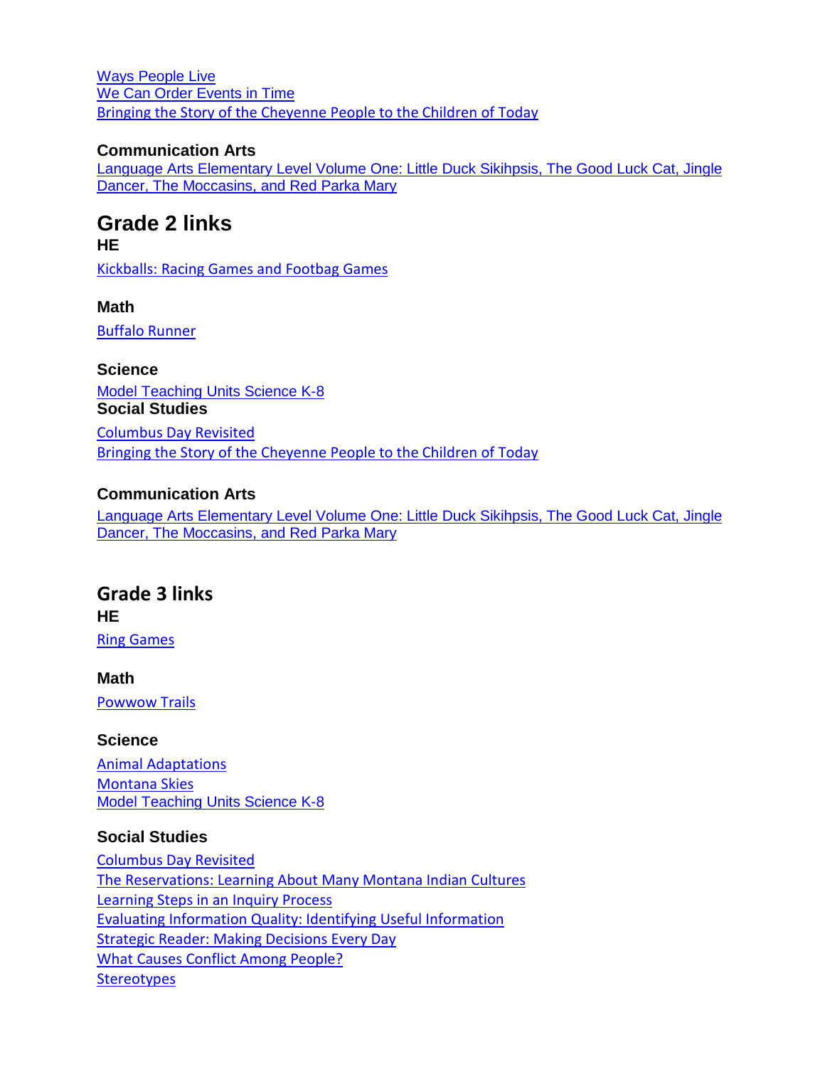[Ways People Live]
[We Can Order Events in Time]
[Bringing the Story of the Cheyenne People to the Children of Today]

### Communication Arts

[Language Arts Elementary Level Volume One: Little Duck Sikihpsis, The Good Luck Cat, Jingle Dancer, The Moccasins, and Red Parka Mary]

## Grade 2 links

### HE

[Kickballs: Racing Games and Footbag Games]

### Math

[Buffalo Runner]

### Science

[Model Teaching Units Science K-8]

### Social Studies

[Columbus Day Revisited]
[Bringing the Story of the Cheyenne People to the Children of Today]

### Communication Arts

[Language Arts Elementary Level Volume One: Little Duck Sikihpsis, The Good Luck Cat, Jingle Dancer, The Moccasins, and Red Parka Mary]

## Grade 3 links

### HE

[Ring Games]

### Math

[Powwow Trails]

### Science

[Animal Adaptations]
[Montana Skies]
[Model Teaching Units Science K-8]

### Social Studies

[Columbus Day Revisited]
[The Reservations: Learning About Many Montana Indian Cultures]
[Learning Steps in an Inquiry Process]
[Evaluating Information Quality: Identifying Useful Information]
[Strategic Reader: Making Decisions Every Day]
[What Causes Conflict Among People?]
[Stereotypes]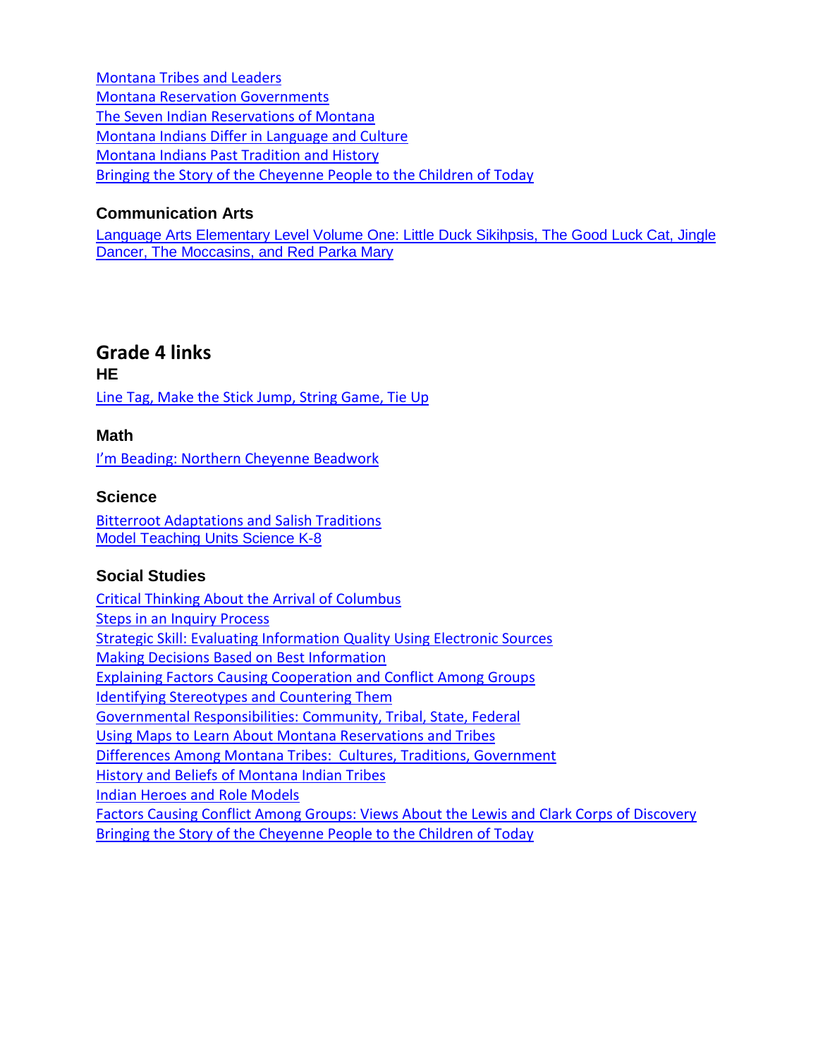[Montana Tribes and Leaders]
[Montana Reservation Governments]
[The Seven Indian Reservations of Montana]
[Montana Indians Differ in Language and Culture]
[Montana Indians Past Tradition and History]
[Bringing the Story of the Cheyenne People to the Children of Today]

### Communication Arts

[Language Arts Elementary Level Volume One: Little Duck Sikihpsis, The Good Luck Cat, Jingle Dancer, The Moccasins, and Red Parka Mary]

## Grade 4 links

### HE

[Line Tag, Make the Stick Jump, String Game, Tie Up]

### Math

[I'm Beading: Northern Cheyenne Beadwork]

### Science

[Bitterroot Adaptations and Salish Traditions]
[Model Teaching Units Science K-8]

### Social Studies

[Critical Thinking About the Arrival of Columbus]
[Steps in an Inquiry Process]
[Strategic Skill: Evaluating Information Quality Using Electronic Sources]
[Making Decisions Based on Best Information]
[Explaining Factors Causing Cooperation and Conflict Among Groups]
[Identifying Stereotypes and Countering Them]
[Governmental Responsibilities: Community, Tribal, State, Federal]
[Using Maps to Learn About Montana Reservations and Tribes]
[Differences Among Montana Tribes: Cultures, Traditions, Government]
[History and Beliefs of Montana Indian Tribes]
[Indian Heroes and Role Models]
[Factors Causing Conflict Among Groups: Views About the Lewis and Clark Corps of Discovery]
[Bringing the Story of the Cheyenne People to the Children of Today]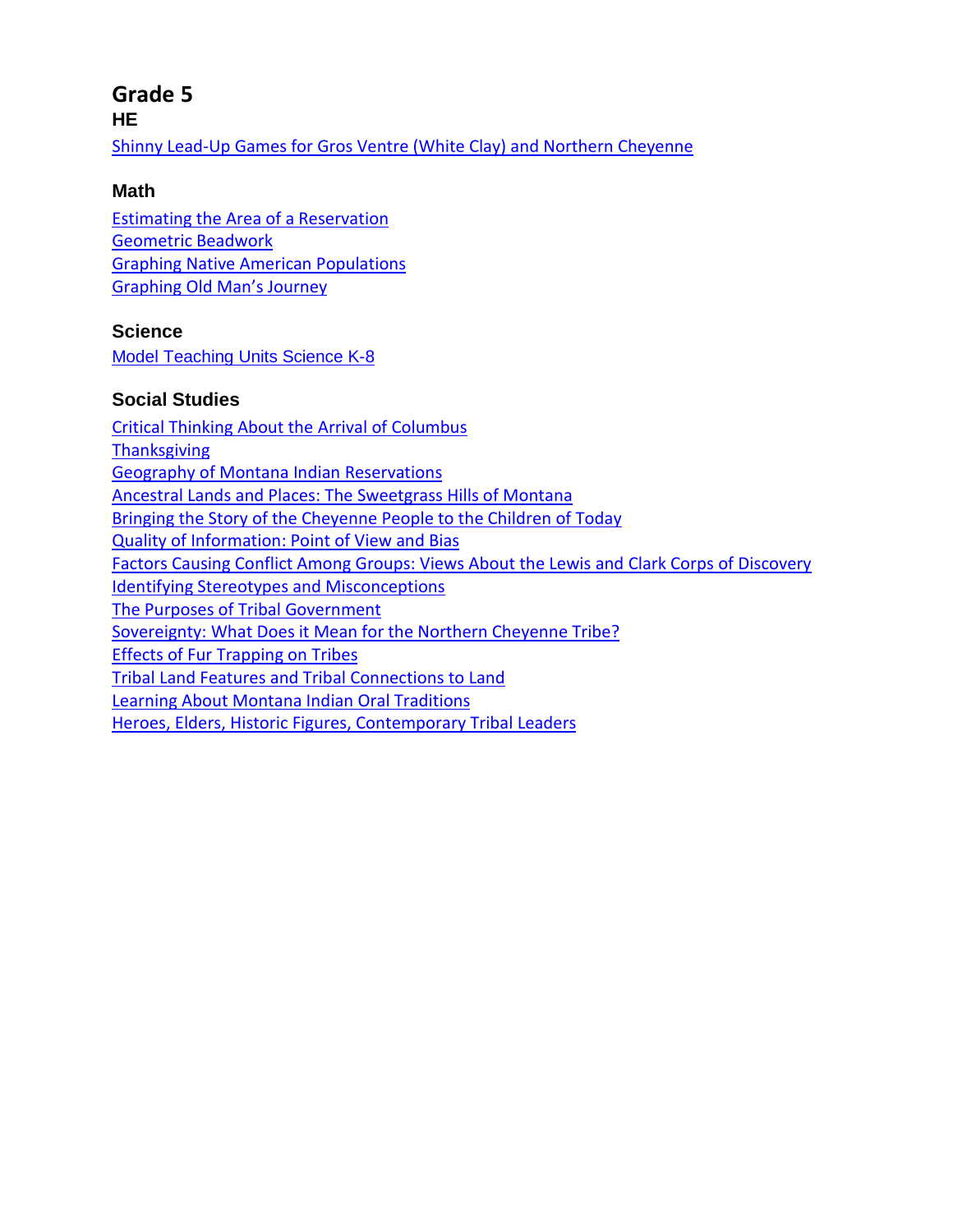# Grade 5

### HE

Shinny Lead-Up Games for Gros Ventre (White Clay) and Northern Cheyenne

### Math

Estimating the Area of a Reservation
Geometric Beadwork
Graphing Native American Populations
Graphing Old Man's Journey

### Science

Model Teaching Units Science K-8

### Social Studies

Critical Thinking About the Arrival of Columbus
Thanksgiving
Geography of Montana Indian Reservations
Ancestral Lands and Places: The Sweetgrass Hills of Montana
Bringing the Story of the Cheyenne People to the Children of Today
Quality of Information: Point of View and Bias
Factors Causing Conflict Among Groups: Views About the Lewis and Clark Corps of Discovery
Identifying Stereotypes and Misconceptions
The Purposes of Tribal Government
Sovereignty: What Does it Mean for the Northern Cheyenne Tribe?
Effects of Fur Trapping on Tribes
Tribal Land Features and Tribal Connections to Land
Learning About Montana Indian Oral Traditions
Heroes, Elders, Historic Figures, Contemporary Tribal Leaders